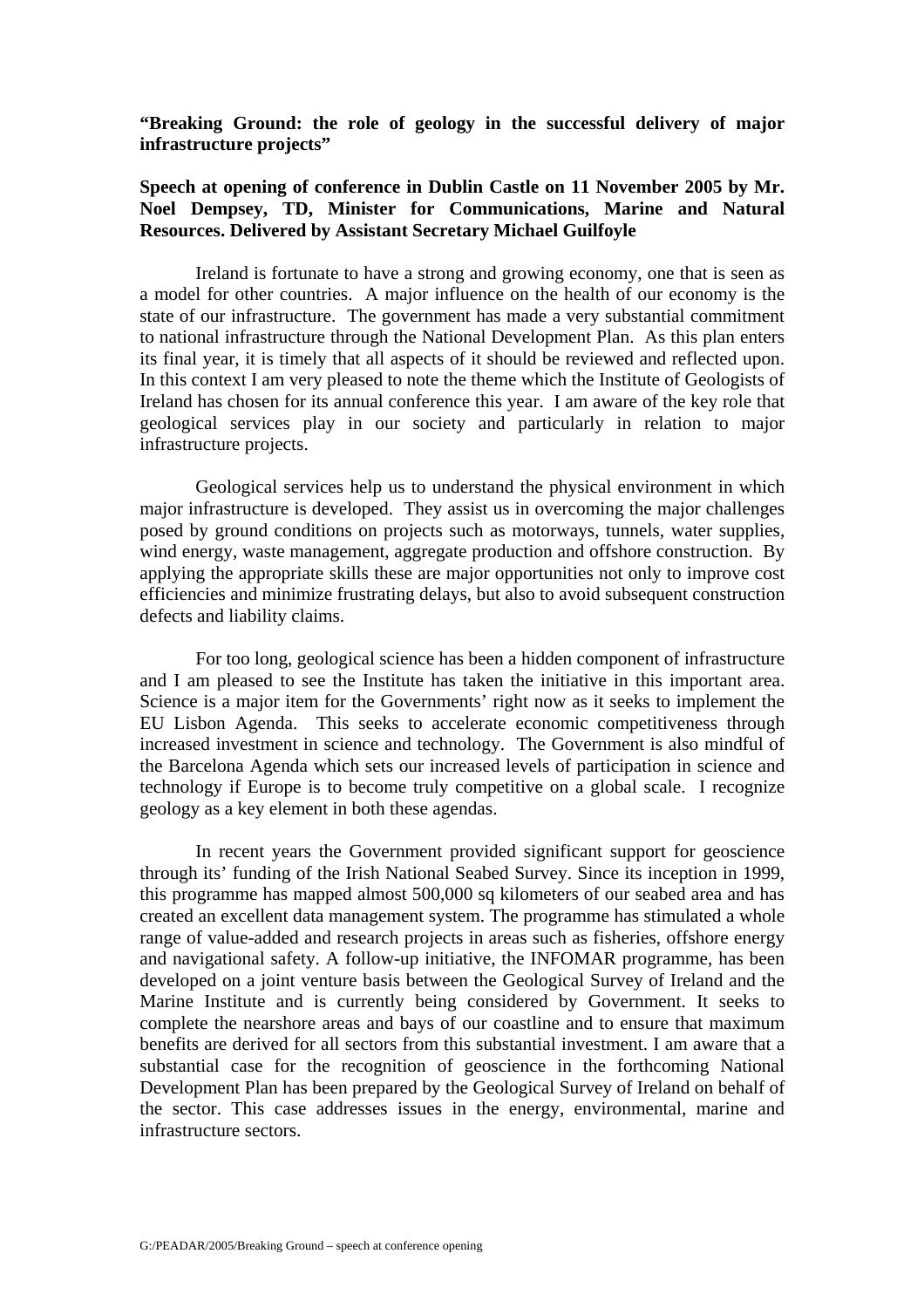**"Breaking Ground: the role of geology in the successful delivery of major infrastructure projects"**

**Speech at opening of conference in Dublin Castle on 11 November 2005 by Mr. Noel Dempsey, TD, Minister for Communications, Marine and Natural Resources. Delivered by Assistant Secretary Michael Guilfoyle**

Ireland is fortunate to have a strong and growing economy, one that is seen as a model for other countries. A major influence on the health of our economy is the state of our infrastructure. The government has made a very substantial commitment to national infrastructure through the National Development Plan. As this plan enters its final year, it is timely that all aspects of it should be reviewed and reflected upon. In this context I am very pleased to note the theme which the Institute of Geologists of Ireland has chosen for its annual conference this year. I am aware of the key role that geological services play in our society and particularly in relation to major infrastructure projects.

Geological services help us to understand the physical environment in which major infrastructure is developed. They assist us in overcoming the major challenges posed by ground conditions on projects such as motorways, tunnels, water supplies, wind energy, waste management, aggregate production and offshore construction. By applying the appropriate skills these are major opportunities not only to improve cost efficiencies and minimize frustrating delays, but also to avoid subsequent construction defects and liability claims.

For too long, geological science has been a hidden component of infrastructure and I am pleased to see the Institute has taken the initiative in this important area. Science is a major item for the Governments' right now as it seeks to implement the EU Lisbon Agenda. This seeks to accelerate economic competitiveness through increased investment in science and technology. The Government is also mindful of the Barcelona Agenda which sets our increased levels of participation in science and technology if Europe is to become truly competitive on a global scale. I recognize geology as a key element in both these agendas.

In recent years the Government provided significant support for geoscience through its' funding of the Irish National Seabed Survey. Since its inception in 1999, this programme has mapped almost 500,000 sq kilometers of our seabed area and has created an excellent data management system. The programme has stimulated a whole range of value-added and research projects in areas such as fisheries, offshore energy and navigational safety. A follow-up initiative, the INFOMAR programme, has been developed on a joint venture basis between the Geological Survey of Ireland and the Marine Institute and is currently being considered by Government. It seeks to complete the nearshore areas and bays of our coastline and to ensure that maximum benefits are derived for all sectors from this substantial investment. I am aware that a substantial case for the recognition of geoscience in the forthcoming National Development Plan has been prepared by the Geological Survey of Ireland on behalf of the sector. This case addresses issues in the energy, environmental, marine and infrastructure sectors.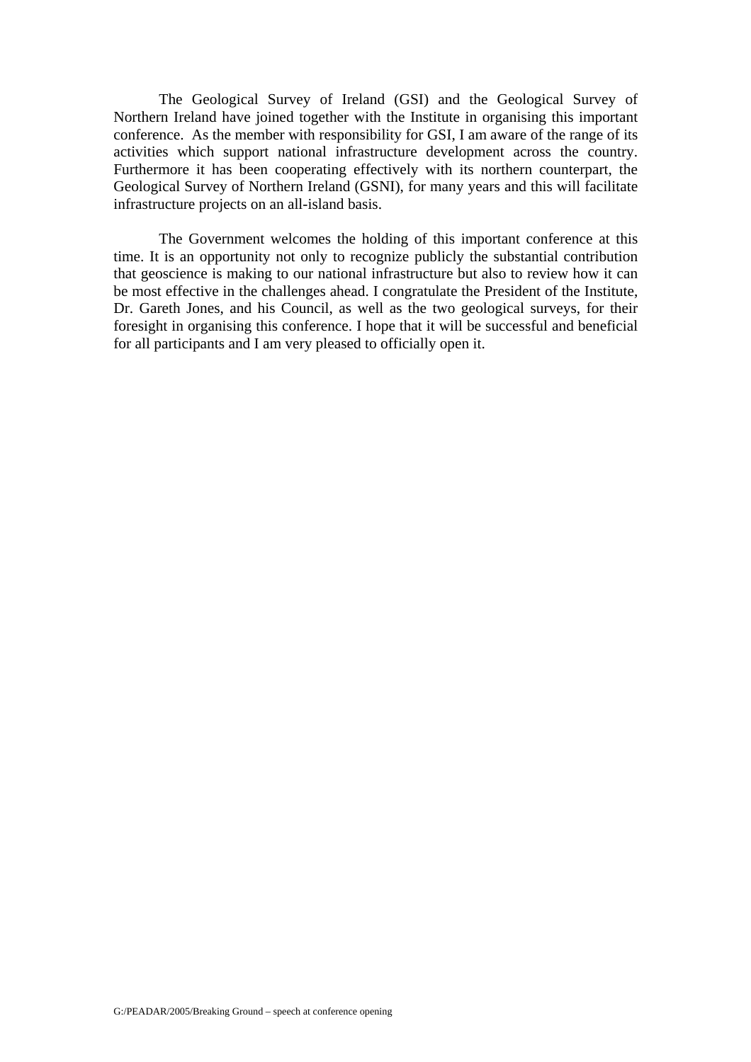The Geological Survey of Ireland (GSI) and the Geological Survey of Northern Ireland have joined together with the Institute in organising this important conference. As the member with responsibility for GSI, I am aware of the range of its activities which support national infrastructure development across the country. Furthermore it has been cooperating effectively with its northern counterpart, the Geological Survey of Northern Ireland (GSNI), for many years and this will facilitate infrastructure projects on an all-island basis.

The Government welcomes the holding of this important conference at this time. It is an opportunity not only to recognize publicly the substantial contribution that geoscience is making to our national infrastructure but also to review how it can be most effective in the challenges ahead. I congratulate the President of the Institute, Dr. Gareth Jones, and his Council, as well as the two geological surveys, for their foresight in organising this conference. I hope that it will be successful and beneficial for all participants and I am very pleased to officially open it.